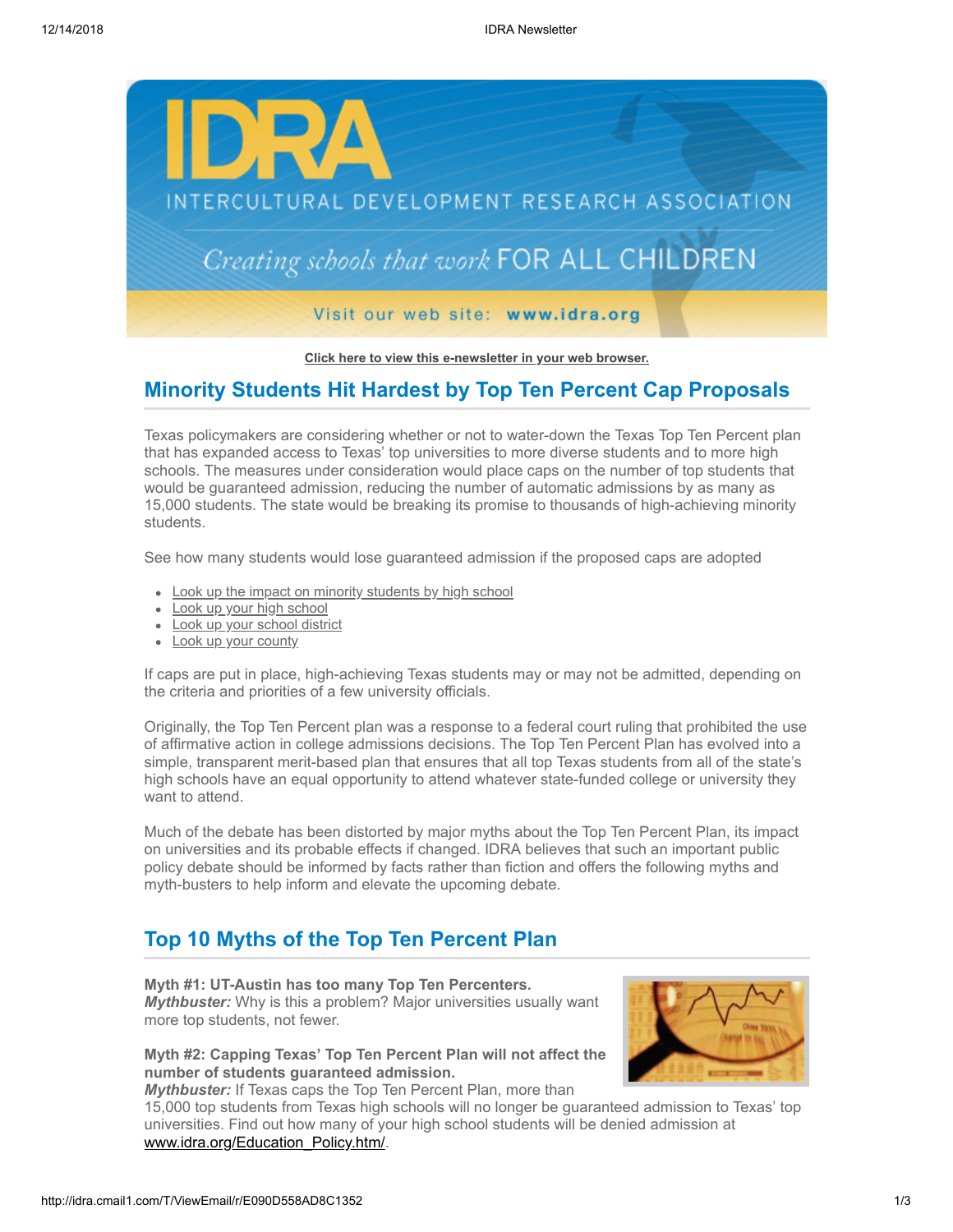Click here to view this e-newsletter in your web browser.

## Minority Students Hit Hardest by Top Ten Percent Cap Proposals

Texas policymakers are considering whether or not to water-down the Texas Top Ten Percent plan that has expanded access to Texas' top universities to more diverse students and to more high schools. The measures under consideration would place caps on the number of top students that would be guaranteed admission, reducing the number of automatic admissions by as many as 15,000 students. The state would be breaking its promise to thousands of high-achieving minority students.

See how many students would lose guaranteed admission if the proposed caps are adopted

- Look up the impact on minority students by high school
- Look up your high school
- Look up your school district
- Look up your county

If caps are put in place, high-achieving Texas students may or may not be admitted, depending on the criteria and priorities of a few university officials.

Originally, the Top Ten Percent plan was a response to a federal court ruling that prohibited the use of affirmative action in college admissions decisions. The Top Ten Percent Plan has evolved into a simple, transparent merit-based plan that ensures that all top Texas students from all of the state's high schools have an equal opportunity to attend whatever state-funded college or university they want to attend.

Much of the debate has been distorted by major myths about the Top Ten Percent Plan, its impact on universities and its probable effects if changed. IDRA believes that such an important public policy debate should be informed by facts rather than fiction and offers the following myths and myth-busters to help inform and elevate the upcoming debate.

## Top 10 Myths of the Top Ten Percent Plan

**Myth #1: UT-Austin has too many Top Ten Percenters.**
***Mythbuster:*** Why is this a problem? Major universities usually want more top students, not fewer.

**Myth #2: Capping Texas' Top Ten Percent Plan will not affect the number of students guaranteed admission.**
***Mythbuster:*** If Texas caps the Top Ten Percent Plan, more than 15,000 top students from Texas high schools will no longer be guaranteed admission to Texas' top universities. Find out how many of your high school students will be denied admission at www.idra.org/Education_Policy.htm/.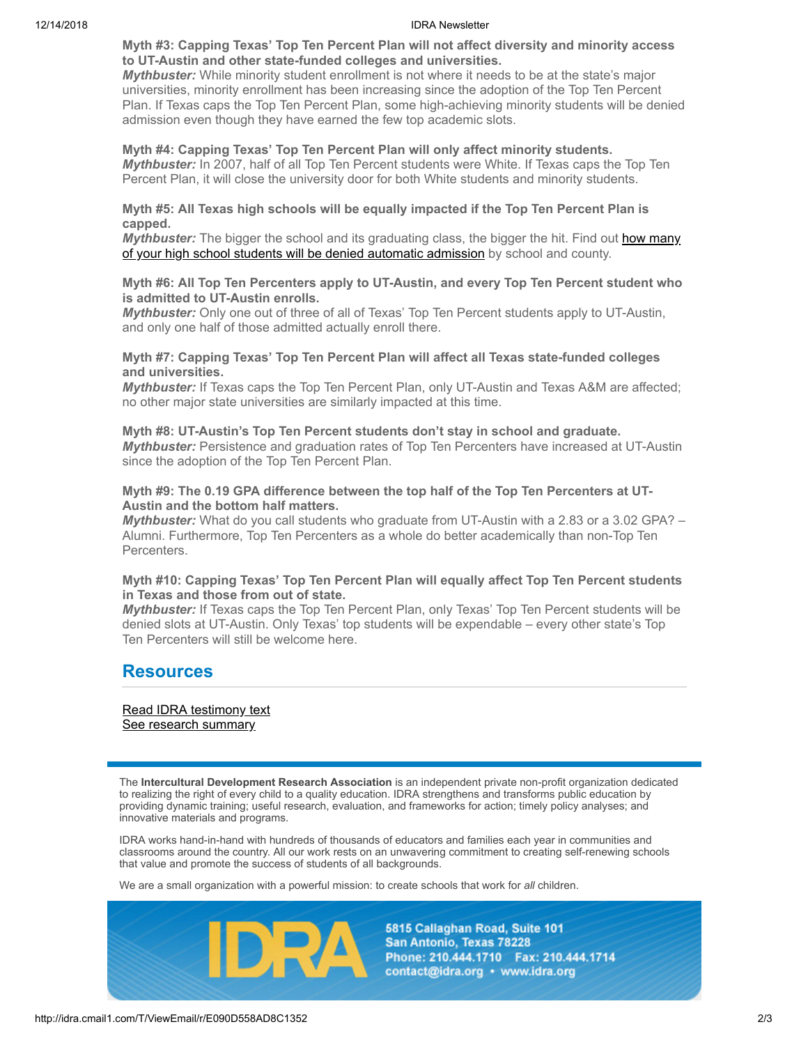**Myth #3: Capping Texas' Top Ten Percent Plan will not affect diversity and minority access to UT-Austin and other state-funded colleges and universities.**
***Mythbuster:*** While minority student enrollment is not where it needs to be at the state's major universities, minority enrollment has been increasing since the adoption of the Top Ten Percent Plan. If Texas caps the Top Ten Percent Plan, some high-achieving minority students will be denied admission even though they have earned the few top academic slots.

**Myth #4: Capping Texas' Top Ten Percent Plan will only affect minority students.**
***Mythbuster:*** In 2007, half of all Top Ten Percent students were White. If Texas caps the Top Ten Percent Plan, it will close the university door for both White students and minority students.

**Myth #5: All Texas high schools will be equally impacted if the Top Ten Percent Plan is capped.**
***Mythbuster:*** The bigger the school and its graduating class, the bigger the hit. Find out how many of your high school students will be denied automatic admission by school and county.

**Myth #6: All Top Ten Percenters apply to UT-Austin, and every Top Ten Percent student who is admitted to UT-Austin enrolls.**
***Mythbuster:*** Only one out of three of all of Texas' Top Ten Percent students apply to UT-Austin, and only one half of those admitted actually enroll there.

**Myth #7: Capping Texas' Top Ten Percent Plan will affect all Texas state-funded colleges and universities.**
***Mythbuster:*** If Texas caps the Top Ten Percent Plan, only UT-Austin and Texas A&M are affected; no other major state universities are similarly impacted at this time.

**Myth #8: UT-Austin's Top Ten Percent students don't stay in school and graduate.**
***Mythbuster:*** Persistence and graduation rates of Top Ten Percenters have increased at UT-Austin since the adoption of the Top Ten Percent Plan.

**Myth #9: The 0.19 GPA difference between the top half of the Top Ten Percenters at UT-Austin and the bottom half matters.**
***Mythbuster:*** What do you call students who graduate from UT-Austin with a 2.83 or a 3.02 GPA? – Alumni. Furthermore, Top Ten Percenters as a whole do better academically than non-Top Ten Percenters.

**Myth #10: Capping Texas' Top Ten Percent Plan will equally affect Top Ten Percent students in Texas and those from out of state.**
***Mythbuster:*** If Texas caps the Top Ten Percent Plan, only Texas' Top Ten Percent students will be denied slots at UT-Austin. Only Texas' top students will be expendable – every other state's Top Ten Percenters will still be welcome here.

## Resources

Read IDRA testimony text
See research summary

The **Intercultural Development Research Association** is an independent private non-profit organization dedicated to realizing the right of every child to a quality education. IDRA strengthens and transforms public education by providing dynamic training; useful research, evaluation, and frameworks for action; timely policy analyses; and innovative materials and programs.

IDRA works hand-in-hand with hundreds of thousands of educators and families each year in communities and classrooms around the country. All our work rests on an unwavering commitment to creating self-renewing schools that value and promote the success of students of all backgrounds.

We are a small organization with a powerful mission: to create schools that work for *all* children.

IDRA
5815 Callaghan Road, Suite 101
San Antonio, Texas 78228
Phone: 210.444.1710 Fax: 210.444.1714
contact@idra.org • www.idra.org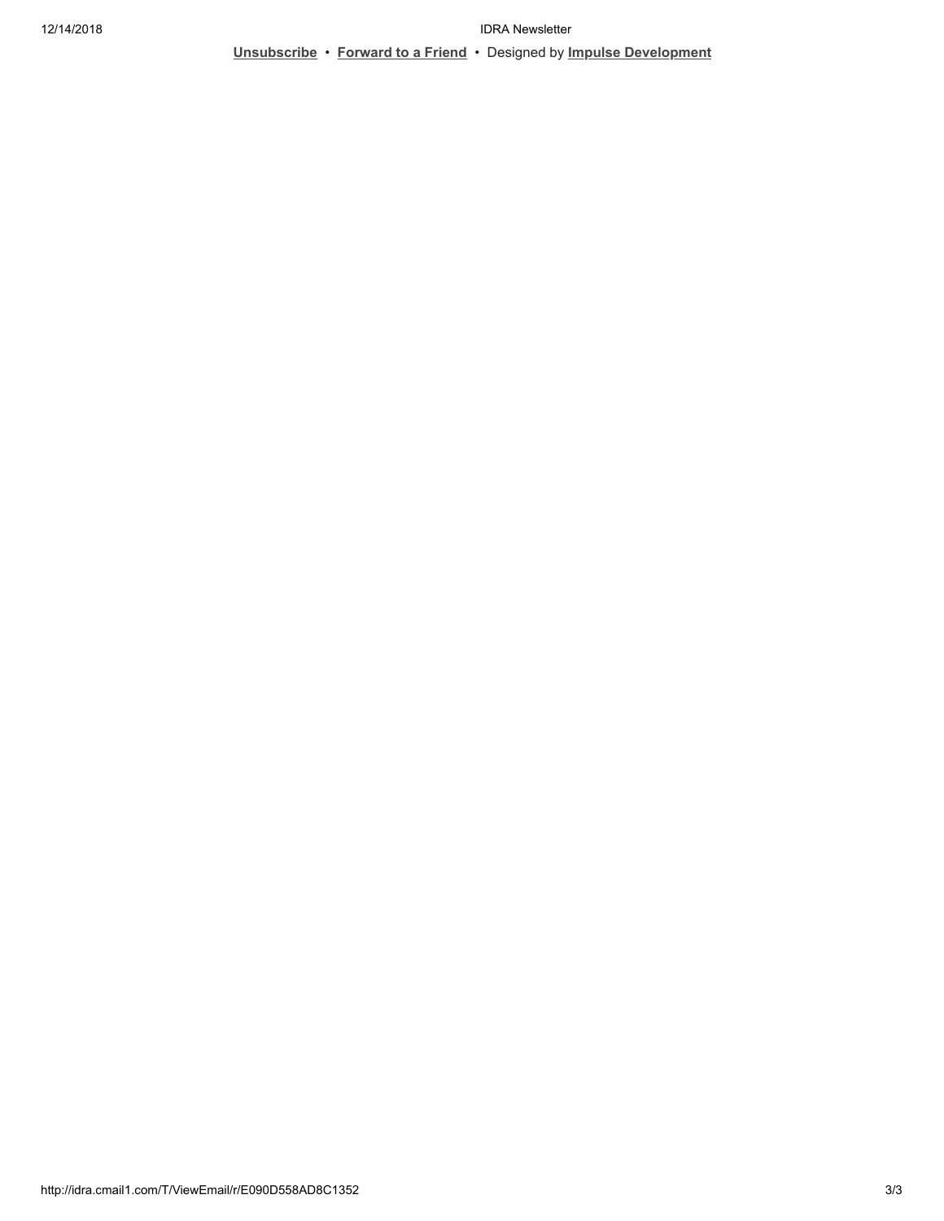**Unsubscribe** • **Forward to a Friend** • Designed by **Impulse Development**